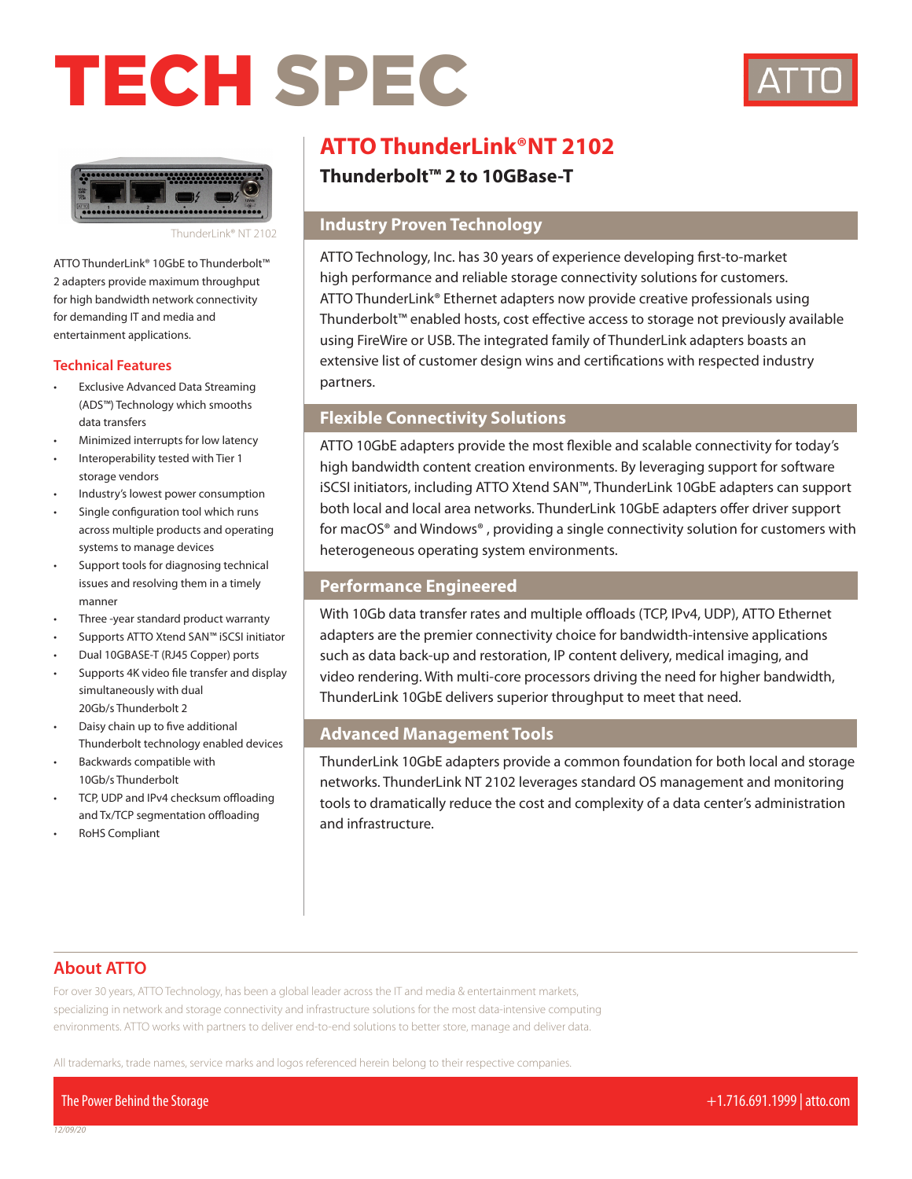# TECH SPEC

ATTO

ThunderLink® NT 2102

ATTO ThunderLink® 10GbE to Thunderbolt™ 2 adapters provide maximum throughput for high bandwidth network connectivity for demanding IT and media and entertainment applications.

### Technical Features

- Exclusive Advanced Data Streaming (ADS™) Technology which smooths data transfers
- Minimized interrupts for low latency
- Interoperability tested with Tier 1 storage vendors
- Industry's lowest power consumption
- Single configuration tool which runs across multiple products and operating systems to manage devices
- Support tools for diagnosing technical issues and resolving them in a timely manner
- Three -year standard product warranty
- Supports ATTO Xtend SAN™ iSCSI initiator
- Dual 10GBASE-T (RJ45 Copper) ports
- Supports 4K video file transfer and display simultaneously with dual 20Gb/s Thunderbolt 2
- Daisy chain up to five additional Thunderbolt technology enabled devices
- Backwards compatible with 10Gb/s Thunderbolt
- TCP, UDP and IPv4 checksum offloading and Tx/TCP segmentation offloading
- RoHS Compliant

# ATTO ThunderLink®NT 2102

## Thunderbolt™ 2 to 10GBase-T

### Industry Proven Technology

ATTO Technology, Inc. has 30 years of experience developing first-to-market high performance and reliable storage connectivity solutions for customers. ATTO ThunderLink® Ethernet adapters now provide creative professionals using Thunderbolt™ enabled hosts, cost effective access to storage not previously available using FireWire or USB. The integrated family of ThunderLink adapters boasts an extensive list of customer design wins and certifications with respected industry partners.

### Flexible Connectivity Solutions

ATTO 10GbE adapters provide the most flexible and scalable connectivity for today's high bandwidth content creation environments. By leveraging support for software iSCSI initiators, including ATTO Xtend SAN™, ThunderLink 10GbE adapters can support both local and local area networks. ThunderLink 10GbE adapters offer driver support for macOS® and Windows® , providing a single connectivity solution for customers with heterogeneous operating system environments.

### Performance Engineered

With 10Gb data transfer rates and multiple offloads (TCP, IPv4, UDP), ATTO Ethernet adapters are the premier connectivity choice for bandwidth-intensive applications such as data back-up and restoration, IP content delivery, medical imaging, and video rendering. With multi-core processors driving the need for higher bandwidth, ThunderLink 10GbE delivers superior throughput to meet that need.

### Advanced Management Tools

ThunderLink 10GbE adapters provide a common foundation for both local and storage networks. ThunderLink NT 2102 leverages standard OS management and monitoring tools to dramatically reduce the cost and complexity of a data center's administration and infrastructure.

### About ATTO

For over 30 years, ATTO Technology, has been a global leader across the IT and media & entertainment markets, specializing in network and storage connectivity and infrastructure solutions for the most data-intensive computing environments. ATTO works with partners to deliver end-to-end solutions to better store, manage and deliver data.

All trademarks, trade names, service marks and logos referenced herein belong to their respective companies.

The Power Behind the Storage

+1.716.691.1999 | atto.com

12/09/20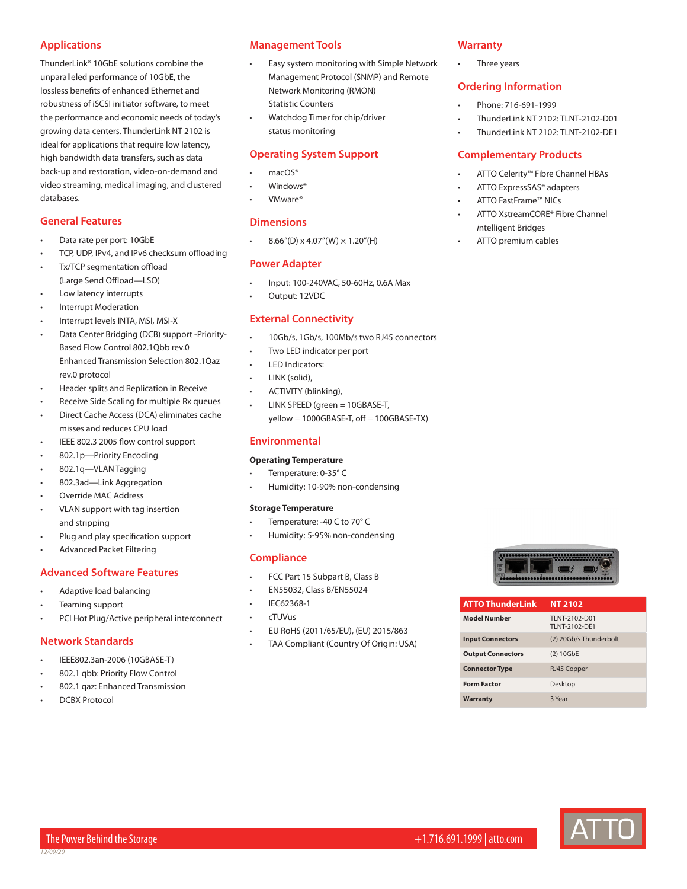## Applications

ThunderLink® 10GbE solutions combine the unparalleled performance of 10GbE, the lossless benefits of enhanced Ethernet and robustness of iSCSI initiator software, to meet the performance and economic needs of today's growing data centers. ThunderLink NT 2102 is ideal for applications that require low latency, high bandwidth data transfers, such as data back-up and restoration, video-on-demand and video streaming, medical imaging, and clustered databases.

## General Features

- Data rate per port: 10GbE
- TCP, UDP, IPv4, and IPv6 checksum offloading
- Tx/TCP segmentation offload (Large Send Offload—LSO)
- Low latency interrupts
- Interrupt Moderation
- Interrupt levels INTA, MSI, MSI-X
- Data Center Bridging (DCB) support -Priority-Based Flow Control 802.1Qbb rev.0 Enhanced Transmission Selection 802.1Qaz rev.0 protocol
- Header splits and Replication in Receive
- Receive Side Scaling for multiple Rx queues
- Direct Cache Access (DCA) eliminates cache misses and reduces CPU load
- IEEE 802.3 2005 flow control support
- 802.1p—Priority Encoding
- 802.1q—VLAN Tagging
- 802.3ad—Link Aggregation
- Override MAC Address
- VLAN support with tag insertion and stripping
- Plug and play specification support
- Advanced Packet Filtering

## Advanced Software Features

- Adaptive load balancing
- Teaming support
- PCI Hot Plug/Active peripheral interconnect

## Network Standards

- IEEE802.3an-2006 (10GBASE-T)
- 802.1 qbb: Priority Flow Control
- 802.1 qaz: Enhanced Transmission
- DCBX Protocol

## Management Tools

- Easy system monitoring with Simple Network Management Protocol (SNMP) and Remote Network Monitoring (RMON) Statistic Counters
- Watchdog Timer for chip/driver status monitoring

## Operating System Support

- macOS®
- Windows®
- VMware®

## Dimensions

- 8.66"(D) x 4.07"(W) × 1.20"(H)

## Power Adapter

- Input: 100-240VAC, 50-60Hz, 0.6A Max
- Output: 12VDC

## External Connectivity

- 10Gb/s, 1Gb/s, 100Mb/s two RJ45 connectors
- Two LED indicator per port
- LED Indicators:
- LINK (solid),
- ACTIVITY (blinking),
- LINK SPEED (green = 10GBASE-T, yellow = 1000GBASE-T, off = 100GBASE-TX)

## Environmental

**Operating Temperature**

- Temperature: 0-35° C
- Humidity: 10-90% non-condensing

**Storage Temperature**

- Temperature: -40 C to 70° C
- Humidity: 5-95% non-condensing

## Compliance

- FCC Part 15 Subpart B, Class B
- EN55032, Class B/EN55024
- IEC62368-1
- cTUVus
- EU RoHS (2011/65/EU), (EU) 2015/863
- TAA Compliant (Country Of Origin: USA)

## Warranty

- Three years

## Ordering Information

- Phone: 716-691-1999
- ThunderLink NT 2102: TLNT-2102-D01
- ThunderLink NT 2102: TLNT-2102-DE1

## Complementary Products

- ATTO Celerity™ Fibre Channel HBAs
- ATTO ExpressSAS® adapters
- ATTO FastFrame™ NICs
- ATTO XstreamCORE® Fibre Channel *i*ntelligent Bridges
- ATTO premium cables

| ATTO ThunderLink | NT 2102 |
|---|---|
| **Model Number** | TLNT-2102-D01<br>TLNT-2102-DE1 |
| **Input Connectors** | (2) 20Gb/s Thunderbolt |
| **Output Connectors** | (2) 10GbE |
| **Connector Type** | RJ45 Copper |
| **Form Factor** | Desktop |
| **Warranty** | 3 Year |

The Power Behind the Storage

+1.716.691.1999 | atto.com

12/09/20